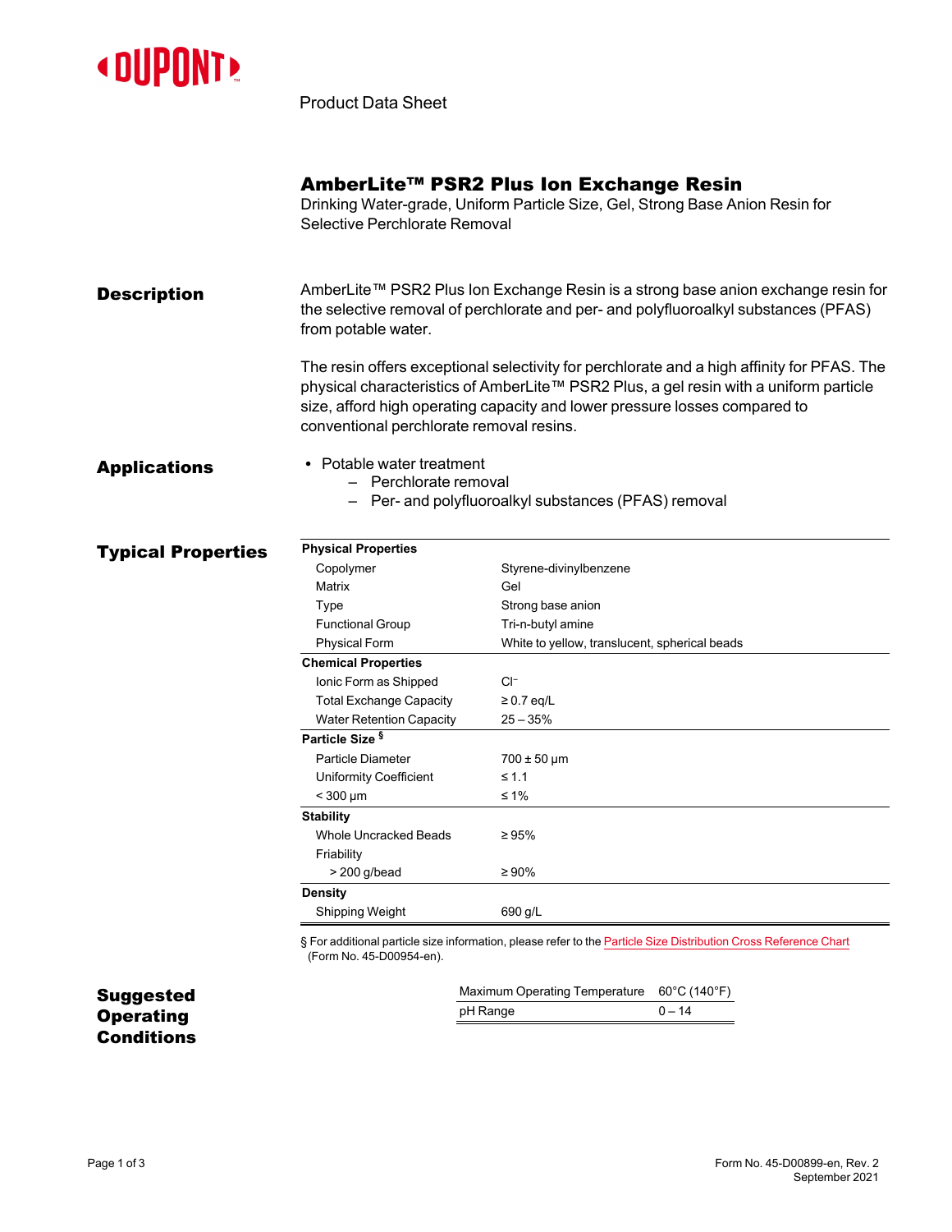Product Data Sheet

# AmberLite™ PSR2 Plus Ion Exchange Resin

Drinking Water-grade, Uniform Particle Size, Gel, Strong Base Anion Resin for Selective Perchlorate Removal

## Description

AmberLite™ PSR2 Plus Ion Exchange Resin is a strong base anion exchange resin for the selective removal of perchlorate and per- and polyfluoroalkyl substances (PFAS) from potable water.

The resin offers exceptional selectivity for perchlorate and a high affinity for PFAS. The physical characteristics of AmberLite™ PSR2 Plus, a gel resin with a uniform particle size, afford high operating capacity and lower pressure losses compared to conventional perchlorate removal resins.

## Applications

- Potable water treatment
  - Perchlorate removal
  - Per- and polyfluoroalkyl substances (PFAS) removal

## Typical Properties

| | |
|---|---|
| **Physical Properties** | |
| Copolymer | Styrene-divinylbenzene |
| Matrix | Gel |
| Type | Strong base anion |
| Functional Group | Tri-n-butyl amine |
| Physical Form | White to yellow, translucent, spherical beads |
| **Chemical Properties** | |
| Ionic Form as Shipped | $Cl^-$ |
| Total Exchange Capacity | ≥ 0.7 eq/L |
| Water Retention Capacity | 25 – 35% |
| **Particle Size** § | |
| Particle Diameter | 700 ± 50 µm |
| Uniformity Coefficient | ≤ 1.1 |
| < 300 µm | ≤ 1% |
| **Stability** | |
| Whole Uncracked Beads | ≥ 95% |
| Friability | |
| > 200 g/bead | ≥ 90% |
| **Density** | |
| Shipping Weight | 690 g/L |

§ For additional particle size information, please refer to the Particle Size Distribution Cross Reference Chart (Form No. 45-D00954-en).

## Suggested Operating Conditions

| | |
|---|---|
| Maximum Operating Temperature | 60°C (140°F) |
| pH Range | 0 – 14 |

Form No. 45-D00899-en, Rev. 2
September 2021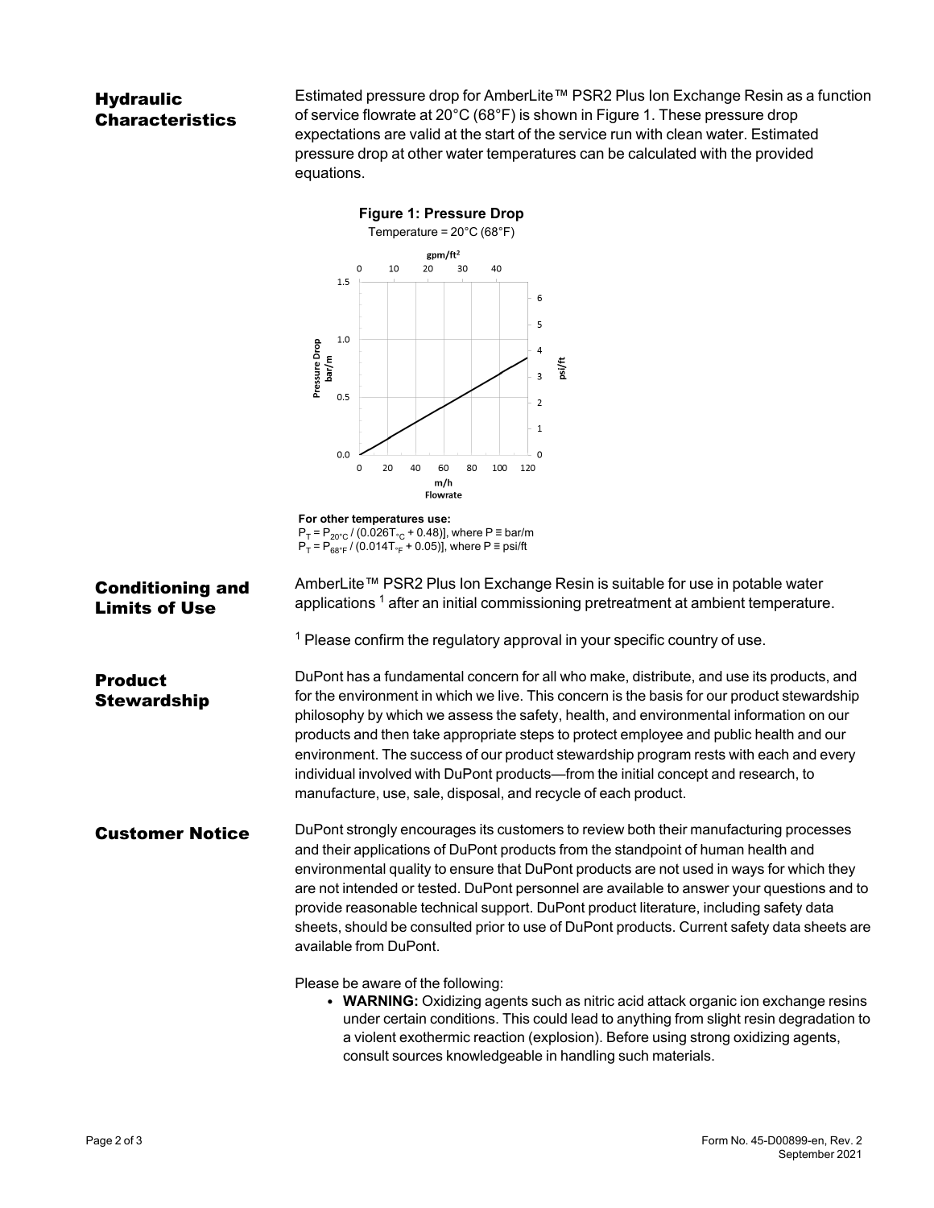## Hydraulic Characteristics

Estimated pressure drop for AmberLite™ PSR2 Plus Ion Exchange Resin as a function of service flowrate at 20°C (68°F) is shown in Figure 1. These pressure drop expectations are valid at the start of the service run with clean water. Estimated pressure drop at other water temperatures can be calculated with the provided equations.

**Figure 1: Pressure Drop**

Temperature = 20°C (68°F)

gpm/ft²

0 10 20 30 40

Pressure Drop bar/m

1.5 1.0 0.5 0.0

psi/ft

6 5 4 3 2 1 0

0 20 40 60 80 100 120

m/h

Flowrate

**For other temperatures use:**

$P_T = P_{20°C} / (0.026T_{°C} + 0.48)]$, where P ≡ bar/m

$P_T = P_{68°F} / (0.014T_{°F} + 0.05)]$, where P ≡ psi/ft

## Conditioning and Limits of Use

AmberLite™ PSR2 Plus Ion Exchange Resin is suitable for use in potable water applications [1] after an initial commissioning pretreatment at ambient temperature.

[1] Please confirm the regulatory approval in your specific country of use.

## Product Stewardship

DuPont has a fundamental concern for all who make, distribute, and use its products, and for the environment in which we live. This concern is the basis for our product stewardship philosophy by which we assess the safety, health, and environmental information on our products and then take appropriate steps to protect employee and public health and our environment. The success of our product stewardship program rests with each and every individual involved with DuPont products—from the initial concept and research, to manufacture, use, sale, disposal, and recycle of each product.

## Customer Notice

DuPont strongly encourages its customers to review both their manufacturing processes and their applications of DuPont products from the standpoint of human health and environmental quality to ensure that DuPont products are not used in ways for which they are not intended or tested. DuPont personnel are available to answer your questions and to provide reasonable technical support. DuPont product literature, including safety data sheets, should be consulted prior to use of DuPont products. Current safety data sheets are available from DuPont.

Please be aware of the following:

- **WARNING:** Oxidizing agents such as nitric acid attack organic ion exchange resins under certain conditions. This could lead to anything from slight resin degradation to a violent exothermic reaction (explosion). Before using strong oxidizing agents, consult sources knowledgeable in handling such materials.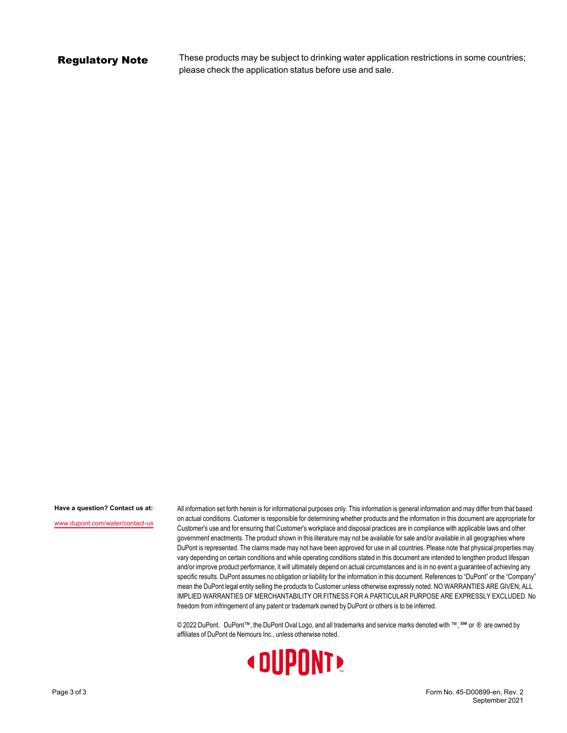## Regulatory Note

These products may be subject to drinking water application restrictions in some countries; please check the application status before use and sale.

**Have a question? Contact us at:**

www.dupont.com/water/contact-us

All information set forth herein is for informational purposes only. This information is general information and may differ from that based on actual conditions. Customer is responsible for determining whether products and the information in this document are appropriate for Customer's use and for ensuring that Customer's workplace and disposal practices are in compliance with applicable laws and other government enactments. The product shown in this literature may not be available for sale and/or available in all geographies where DuPont is represented. The claims made may not have been approved for use in all countries. Please note that physical properties may vary depending on certain conditions and while operating conditions stated in this document are intended to lengthen product lifespan and/or improve product performance, it will ultimately depend on actual circumstances and is in no event a guarantee of achieving any specific results. DuPont assumes no obligation or liability for the information in this document. References to "DuPont" or the "Company" mean the DuPont legal entity selling the products to Customer unless otherwise expressly noted. NO WARRANTIES ARE GIVEN; ALL IMPLIED WARRANTIES OF MERCHANTABILITY OR FITNESS FOR A PARTICULAR PURPOSE ARE EXPRESSLY EXCLUDED. No freedom from infringement of any patent or trademark owned by DuPont or others is to be inferred.

© 2022 DuPont. DuPont™, the DuPont Oval Logo, and all trademarks and service marks denoted with ™, ℠ or ® are owned by affiliates of DuPont de Nemours Inc., unless otherwise noted.

DUPONT

Form No. 45-D00899-en, Rev. 2
September 2021